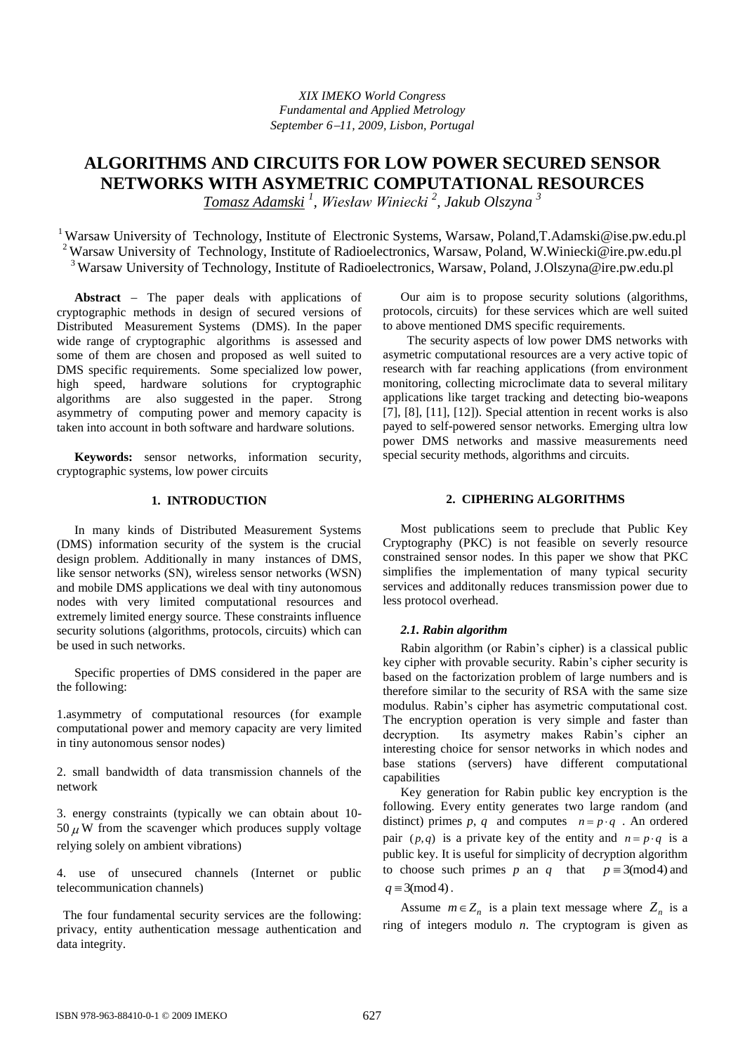*XIX IMEKO World Congress*
*Fundamental and Applied Metrology*
*September 6–11, 2009, Lisbon, Portugal*

# ALGORITHMS AND CIRCUITS FOR LOW POWER SECURED SENSOR NETWORKS WITH ASYMETRIC COMPUTATIONAL RESOURCES

*Tomasz Adamski [1], Wiesław Winiecki [2], Jakub Olszyna [3]*

[1] Warsaw University of Technology, Institute of Electronic Systems, Warsaw, Poland,T.Adamski@ise.pw.edu.pl
[2] Warsaw University of Technology, Institute of Radioelectronics, Warsaw, Poland, W.Winiecki@ire.pw.edu.pl
[3] Warsaw University of Technology, Institute of Radioelectronics, Warsaw, Poland, J.Olszyna@ire.pw.edu.pl

**Abstract** – The paper deals with applications of cryptographic methods in design of secured versions of Distributed Measurement Systems (DMS). In the paper wide range of cryptographic algorithms is assessed and some of them are chosen and proposed as well suited to DMS specific requirements. Some specialized low power, high speed, hardware solutions for cryptographic algorithms are also suggested in the paper. Strong asymmetry of computing power and memory capacity is taken into account in both software and hardware solutions.

**Keywords:** sensor networks, information security, cryptographic systems, low power circuits

## 1. INTRODUCTION

In many kinds of Distributed Measurement Systems (DMS) information security of the system is the crucial design problem. Additionally in many instances of DMS, like sensor networks (SN), wireless sensor networks (WSN) and mobile DMS applications we deal with tiny autonomous nodes with very limited computational resources and extremely limited energy source. These constraints influence security solutions (algorithms, protocols, circuits) which can be used in such networks.

Specific properties of DMS considered in the paper are the following:

1.asymmetry of computational resources (for example computational power and memory capacity are very limited in tiny autonomous sensor nodes)

2. small bandwidth of data transmission channels of the network

3. energy constraints (typically we can obtain about 10-50 $\mu$W from the scavenger which produces supply voltage relying solely on ambient vibrations)

4. use of unsecured channels (Internet or public telecommunication channels)

The four fundamental security services are the following: privacy, entity authentication message authentication and data integrity.

Our aim is to propose security solutions (algorithms, protocols, circuits) for these services which are well suited to above mentioned DMS specific requirements.

The security aspects of low power DMS networks with asymetric computational resources are a very active topic of research with far reaching applications (from environment monitoring, collecting microclimate data to several military applications like target tracking and detecting bio-weapons [7], [8], [11], [12]). Special attention in recent works is also payed to self-powered sensor networks. Emerging ultra low power DMS networks and massive measurements need special security methods, algorithms and circuits.

## 2. CIPHERING ALGORITHMS

Most publications seem to preclude that Public Key Cryptography (PKC) is not feasible on severly resource constrained sensor nodes. In this paper we show that PKC simplifies the implementation of many typical security services and additonally reduces transmission power due to less protocol overhead.

### *2.1. Rabin algorithm*

Rabin algorithm (or Rabin's cipher) is a classical public key cipher with provable security. Rabin's cipher security is based on the factorization problem of large numbers and is therefore similar to the security of RSA with the same size modulus. Rabin's cipher has asymetric computational cost. The encryption operation is very simple and faster than decryption. Its asymetry makes Rabin's cipher an interesting choice for sensor networks in which nodes and base stations (servers) have different computational capabilities

Key generation for Rabin public key encryption is the following. Every entity generates two large random (and distinct) primes $p$, $q$ and computes $n = p \cdot q$. An ordered pair $(p,q)$ is a private key of the entity and $n = p \cdot q$ is a public key. It is useful for simplicity of decryption algorithm to choose such primes $p$ an $q$ that $p \equiv 3(\mathrm{mod}\,4)$ and $q \equiv 3(\mathrm{mod}\,4)$.

Assume $m \in Z_n$ is a plain text message where $Z_n$ is a ring of integers modulo $n$. The cryptogram is given as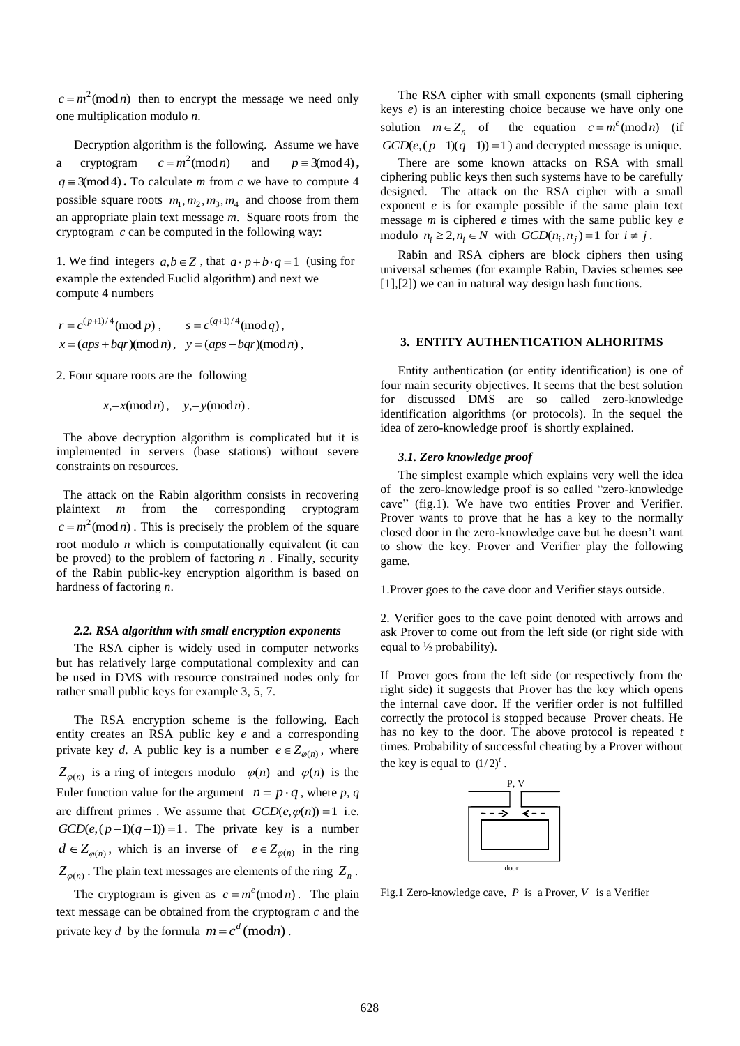$c = m^2 (\mathrm{mod}\, n)$ then to encrypt the message we need only one multiplication modulo *n*.

Decryption algorithm is the following. Assume we have a cryptogram $c = m^2 (\mathrm{mod}\, n)$ and $p \equiv 3(\mathrm{mod}\, 4)$, $q \equiv 3(\mathrm{mod}\, 4)$. To calculate *m* from *c* we have to compute 4 possible square roots $m_1, m_2, m_3, m_4$ and choose from them an appropriate plain text message *m*. Square roots from the cryptogram *c* can be computed in the following way:

1. We find integers $a, b \in Z$, that $a \cdot p + b \cdot q = 1$ (using for example the extended Euclid algorithm) and next we compute 4 numbers

$$r = c^{(p+1)/4} (\mathrm{mod}\, p), \qquad s = c^{(q+1)/4} (\mathrm{mod}\, q),$$
$$x = (aps + bqr)(\mathrm{mod}\, n), \quad y = (aps - bqr)(\mathrm{mod}\, n),$$

2. Four square roots are the following

$$x, -x(\mathrm{mod}\, n), \quad y, -y(\mathrm{mod}\, n).$$

The above decryption algorithm is complicated but it is implemented in servers (base stations) without severe constraints on resources.

The attack on the Rabin algorithm consists in recovering plaintext *m* from the corresponding cryptogram $c = m^2 (\mathrm{mod}\, n)$. This is precisely the problem of the square root modulo *n* which is computationally equivalent (it can be proved) to the problem of factoring *n*. Finally, security of the Rabin public-key encryption algorithm is based on hardness of factoring *n*.

### *2.2. RSA algorithm with small encryption exponents*

The RSA cipher is widely used in computer networks but has relatively large computational complexity and can be used in DMS with resource constrained nodes only for rather small public keys for example 3, 5, 7.

The RSA encryption scheme is the following. Each entity creates an RSA public key *e* and a corresponding private key *d*. A public key is a number $e \in Z_{\varphi(n)}$, where $Z_{\varphi(n)}$ is a ring of integers modulo $\varphi(n)$ and $\varphi(n)$ is the Euler function value for the argument $n = p \cdot q$, where *p*, *q* are diffrent primes . We assume that $GCD(e, \varphi(n)) = 1$ i.e. $GCD(e, (p-1)(q-1)) = 1$. The private key is a number $d \in Z_{\varphi(n)}$, which is an inverse of $e \in Z_{\varphi(n)}$ in the ring $Z_{\varphi(n)}$. The plain text messages are elements of the ring $Z_n$.

The cryptogram is given as $c = m^e (\mathrm{mod}\, n)$. The plain text message can be obtained from the cryptogram *c* and the private key *d* by the formula $m = c^d (\mathrm{mod} n)$.

The RSA cipher with small exponents (small ciphering keys *e*) is an interesting choice because we have only one solution $m \in Z_n$ of the equation $c = m^e (\mathrm{mod}\, n)$ (if $GCD(e, (p-1)(q-1)) = 1$) and decrypted message is unique.

There are some known attacks on RSA with small ciphering public keys then such systems have to be carefully designed. The attack on the RSA cipher with a small exponent *e* is for example possible if the same plain text message *m* is ciphered *e* times with the same public key *e* modulo $n_i \geq 2, n_i \in N$ with $GCD(n_i, n_j) = 1$ for $i \neq j$.

Rabin and RSA ciphers are block ciphers then using universal schemes (for example Rabin, Davies schemes see [1],[2]) we can in natural way design hash functions.

## 3. ENTITY AUTHENTICATION ALHORITMS

Entity authentication (or entity identification) is one of four main security objectives. It seems that the best solution for discussed DMS are so called zero-knowledge identification algorithms (or protocols). In the sequel the idea of zero-knowledge proof is shortly explained.

### *3.1. Zero knowledge proof*

The simplest example which explains very well the idea of the zero-knowledge proof is so called "zero-knowledge cave" (fig.1). We have two entities Prover and Verifier. Prover wants to prove that he has a key to the normally closed door in the zero-knowledge cave but he doesn't want to show the key. Prover and Verifier play the following game.

1.Prover goes to the cave door and Verifier stays outside.

2. Verifier goes to the cave point denoted with arrows and ask Prover to come out from the left side (or right side with equal to ½ probability).

If Prover goes from the left side (or respectively from the right side) it suggests that Prover has the key which opens the internal cave door. If the verifier order is not fulfilled correctly the protocol is stopped because Prover cheats. He has no key to the door. The above protocol is repeated *t* times. Probability of successful cheating by a Prover without the key is equal to $(1/2)^t$.

P, V

door

Fig.1 Zero-knowledge cave, *P* is a Prover, *V* is a Verifier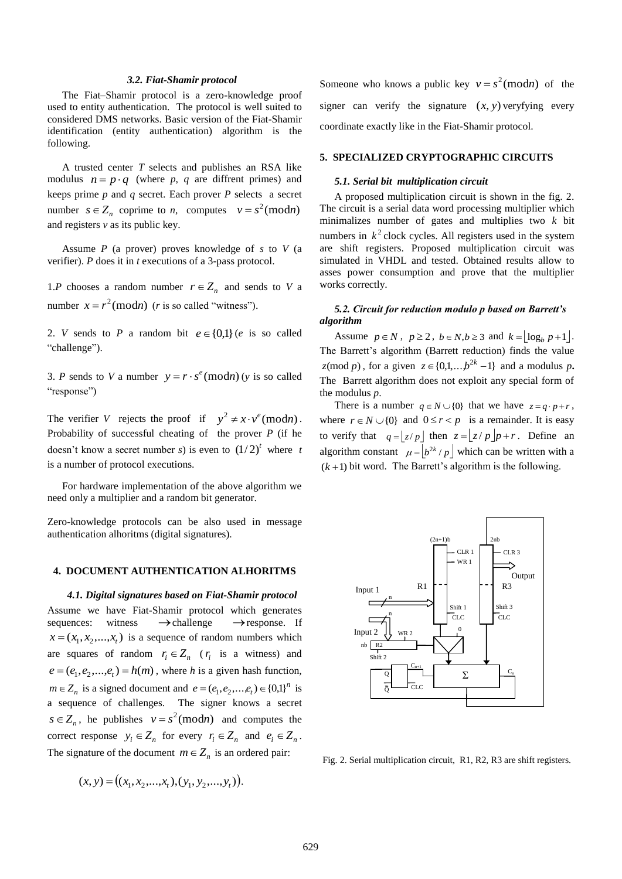### 3.2. Fiat-Shamir protocol

The Fiat–Shamir protocol is a zero-knowledge proof used to entity authentication. The protocol is well suited to considered DMS networks. Basic version of the Fiat-Shamir identification (entity authentication) algorithm is the following.

A trusted center $T$ selects and publishes an RSA like modulus $n = p \cdot q$ (where $p$, $q$ are diffrent primes) and keeps prime $p$ and $q$ secret. Each prover $P$ selects a secret number $s \in Z_n$ coprime to $n$, computes $v = s^2 (\bmod n)$ and registers $v$ as its public key.

Assume $P$ (a prover) proves knowledge of $s$ to $V$ (a verifier). $P$ does it in $t$ executions of a 3-pass protocol.

1. $P$ chooses a random number $r \in Z_n$ and sends to $V$ a number $x = r^2 (\bmod n)$ ($r$ is so called "witness").

2. $V$ sends to $P$ a random bit $e \in \{0,1\}$ ($e$ is so called "challenge").

3. $P$ sends to $V$ a number $y = r \cdot s^e (\bmod n)$ ($y$ is so called "response")

The verifier $V$ rejects the proof if $y^2 \neq x \cdot v^e (\bmod n)$. Probability of successful cheating of the prover $P$ (if he doesn't know a secret number $s$) is even to $(1/2)^t$ where $t$ is a number of protocol executions.

For hardware implementation of the above algorithm we need only a multiplier and a random bit generator.

Zero-knowledge protocols can be also used in message authentication alhoritms (digital signatures).

## 4. DOCUMENT AUTHENTICATION ALHORITMS

### 4.1. Digital signatures based on Fiat-Shamir protocol

Assume we have Fiat-Shamir protocol which generates sequences: witness $\rightarrow$ challenge $\rightarrow$ response. If $x = (x_1, x_2, ..., x_t)$ is a sequence of random numbers which are squares of random $r_i \in Z_n$ ($r_i$ is a witness) and $e = (e_1, e_2, ..., e_t) = h(m)$, where $h$ is a given hash function, $m \in Z_n$ is a signed document and $e = (e_1, e_2, ..., e_t) \in \{0,1\}^n$ is a sequence of challenges. The signer knows a secret $s \in Z_n$, he publishes $v = s^2 (\bmod n)$ and computes the correct response $y_i \in Z_n$ for every $r_i \in Z_n$ and $e_i \in Z_n$. The signature of the document $m \in Z_n$ is an ordered pair:

$$(x, y) = ((x_1, x_2, ..., x_t), (y_1, y_2, ..., y_t)).$$

Someone who knows a public key $v = s^2 (\bmod n)$ of the signer can verify the signature $(x, y)$ veryfying every coordinate exactly like in the Fiat-Shamir protocol.

## 5. SPECIALIZED CRYPTOGRAPHIC CIRCUITS

### 5.1. Serial bit multiplication circuit

A proposed multiplication circuit is shown in the fig. 2. The circuit is a serial data word processing multiplier which minimalizes number of gates and multiplies two $k$ bit numbers in $k^2$ clock cycles. All registers used in the system are shift registers. Proposed multiplication circuit was simulated in VHDL and tested. Obtained results allow to asses power consumption and prove that the multiplier works correctly.

### 5.2. Circuit for reduction modulo p based on Barrett's algorithm

Assume $p \in N$, $p \geq 2$, $b \in N, b \geq 3$ and $k = \lfloor \log_b p + 1 \rfloor$. The Barrett's algorithm (Barrett reduction) finds the value $z (\bmod p)$, for a given $z \in \{0,1,...b^{2k} - 1\}$ and a modulus $p$. The Barrett algorithm does not exploit any special form of the modulus $p$.

There is a number $q \in N \cup \{0\}$ that we have $z = q \cdot p + r$, where $r \in N \cup \{0\}$ and $0 \leq r < p$ is a remainder. It is easy to verify that $q = \lfloor z / p \rfloor$ then $z = \lfloor z / p \rfloor p + r$. Define an algorithm constant $\mu = \lfloor b^{2k} / p \rfloor$ which can be written with a $(k+1)$ bit word. The Barrett's algorithm is the following.

(2n+1)b
2nb
CLR 1
WR 1
CLR 3
Output
R1
R3
Input 1
n
n
Shift 1
CLC
Shift 3
CLC
Input 2
WR 2
0
nb
R2
Shift 2
$C_{n+1}$
Q
Σ
$C_n$
Q
CLC

Fig. 2. Serial multiplication circuit, R1, R2, R3 are shift registers.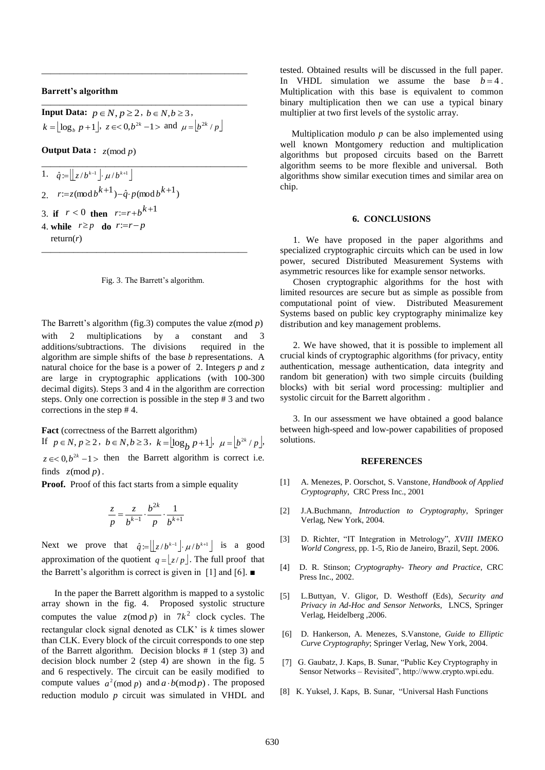**Barrett's algorithm**

**Input Data:** $p \in N, p \geq 2$, $b \in N, b \geq 3$, $k = \lfloor \log_b p + 1 \rfloor$, $z \in <0, b^{2k} - 1>$ and $\mu = \lfloor b^{2k} / p \rfloor$

**Output Data :** $z(\mathrm{mod}\ p)$

1. $\hat{q} := \lfloor \lfloor z / b^{k-1} \rfloor \cdot \mu / b^{k+1} \rfloor$
2. $r := z(\mathrm{mod}\ b^{k+1}) - \hat{q} \cdot p(\mathrm{mod}\ b^{k+1})$
3. **if** $r < 0$ **then** $r := r + b^{k+1}$
4. **while** $r \geq p$ **do** $r := r - p$

   return($r$)

Fig. 3. The Barrett's algorithm.

The Barrett's algorithm (fig.3) computes the value $z(\mathrm{mod}\ p)$ with 2 multiplications by a constant and 3 additions/subtractions. The divisions required in the algorithm are simple shifts of the base $b$ representations. A natural choice for the base is a power of 2. Integers $p$ and $z$ are large in cryptographic applications (with 100-300 decimal digits). Steps 3 and 4 in the algorithm are correction steps. Only one correction is possible in the step # 3 and two corrections in the step # 4.

**Fact** (correctness of the Barrett algorithm)
If $p \in N, p \geq 2$, $b \in N, b \geq 3$, $k = \lfloor \log_b p + 1 \rfloor$, $\mu = \lfloor b^{2k} / p \rfloor$, $z \in <0, b^{2k} - 1>$ then the Barrett algorithm is correct i.e. finds $z(\mathrm{mod}\ p)$.

**Proof.** Proof of this fact starts from a simple equality

$$\frac{z}{p} = \frac{z}{b^{k-1}} \cdot \frac{b^{2k}}{p} \cdot \frac{1}{b^{k+1}}$$

Next we prove that $\hat{q} := \lfloor \lfloor z / b^{k-1} \rfloor \cdot \mu / b^{k+1} \rfloor$ is a good approximation of the quotient $q = \lfloor z / p \rfloor$. The full proof that the Barrett's algorithm is correct is given in [1] and [6]. ■

In the paper the Barrett algorithm is mapped to a systolic array shown in the fig. 4. Proposed systolic structure computes the value $z(\mathrm{mod}\ p)$ in $7k^2$ clock cycles. The rectangular clock signal denoted as CLK' is $k$ times slower than CLK. Every block of the circuit corresponds to one step of the Barrett algorithm. Decision blocks # 1 (step 3) and decision block number 2 (step 4) are shown in the fig. 5 and 6 respectively. The circuit can be easily modified to compute values $a^2(\mathrm{mod}\ p)$ and $a \cdot b(\mathrm{mod}\ p)$. The proposed reduction modulo $p$ circuit was simulated in VHDL and tested. Obtained results will be discussed in the full paper. In VHDL simulation we assume the base $b = 4$. Multiplication with this base is equivalent to common binary multiplication then we can use a typical binary multiplier at two first levels of the systolic array.

Multiplication modulo $p$ can be also implemented using well known Montgomery reduction and multiplication algorithms but proposed circuits based on the Barrett algorithm seems to be more flexible and universal. Both algorithms show similar execution times and similar area on chip.

## 6. CONCLUSIONS

1. We have proposed in the paper algorithms and specialized cryptographic circuits which can be used in low power, secured Distributed Measurement Systems with asymmetric resources like for example sensor networks.

Chosen cryptographic algorithms for the host with limited resources are secure but as simple as possible from computational point of view. Distributed Measurement Systems based on public key cryptography minimalize key distribution and key management problems.

2. We have showed, that it is possible to implement all crucial kinds of cryptographic algorithms (for privacy, entity authentication, message authentication, data integrity and random bit generation) with two simple circuits (building blocks) with bit serial word processing: multiplier and systolic circuit for the Barrett algorithm .

3. In our assessment we have obtained a good balance between high-speed and low-power capabilities of proposed solutions.

## REFERENCES

[1] A. Menezes, P. Oorschot, S. Vanstone, *Handbook of Applied Cryptography*, CRC Press Inc., 2001

[2] J.A.Buchmann, *Introduction to Cryptography*, Springer Verlag, New York, 2004.

[3] D. Richter, "IT Integration in Metrology", *XVIII IMEKO World Congress*, pp. 1-5, Rio de Janeiro, Brazil, Sept. 2006.

[4] D. R. Stinson; *Cryptography- Theory and Practice*, CRC Press Inc., 2002.

[5] L.Buttyan, V. Gligor, D. Westhoff (Eds), *Security and Privacy in Ad-Hoc and Sensor Networks*, LNCS, Springer Verlag, Heidelberg ,2006.

[6] D. Hankerson, A. Menezes, S.Vanstone, *Guide to Elliptic Curve Cryptography*; Springer Verlag, New York, 2004.

[7] G. Gaubatz, J. Kaps, B. Sunar, "Public Key Cryptography in Sensor Networks – Revisited", http://www.crypto.wpi.edu.

[8] K. Yuksel, J. Kaps, B. Sunar, "Universal Hash Functions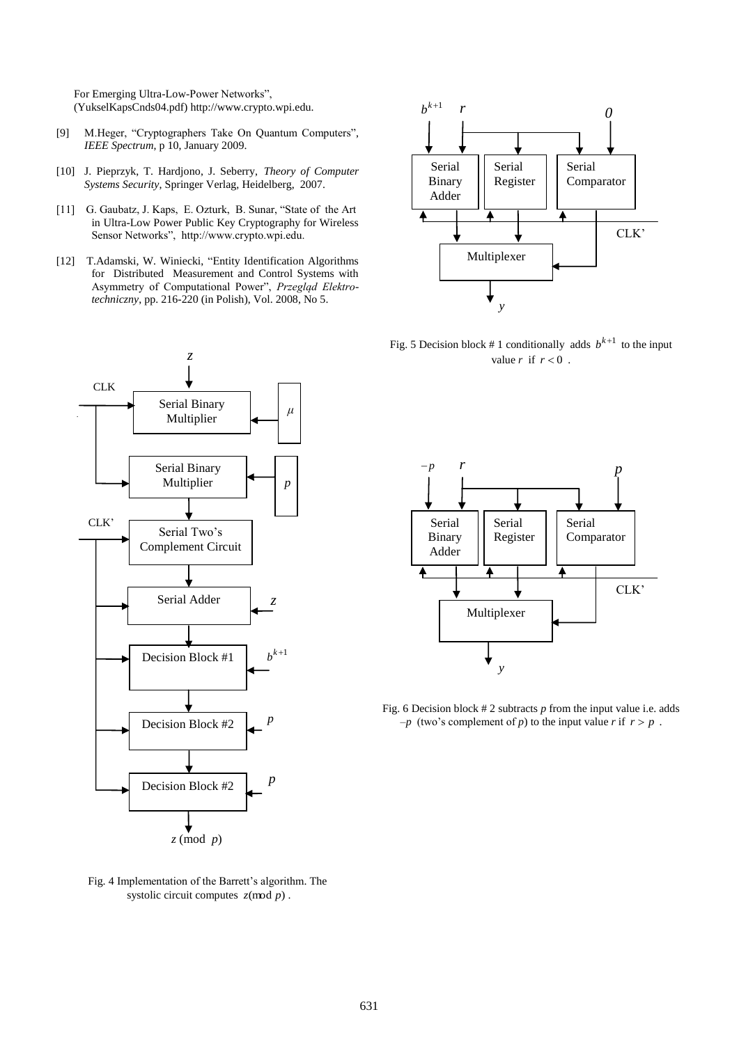For Emerging Ultra-Low-Power Networks", (YukselKapsCnds04.pdf) http://www.crypto.wpi.edu.

[9] M.Heger, "Cryptographers Take On Quantum Computers", *IEEE Spectrum*, p 10, January 2009.

[10] J. Pieprzyk, T. Hardjono, J. Seberry, *Theory of Computer Systems Security*, Springer Verlag, Heidelberg, 2007.

[11] G. Gaubatz, J. Kaps, E. Ozturk, B. Sunar, "State of the Art in Ultra-Low Power Public Key Cryptography for Wireless Sensor Networks", http://www.crypto.wpi.edu.

[12] T.Adamski, W. Winiecki, "Entity Identification Algorithms for Distributed Measurement and Control Systems with Asymmetry of Computational Power", *Przegląd Elektrotechniczny*, pp. 216-220 (in Polish), Vol. 2008, No 5.

z
CLK
Serial Binary Multiplier
$\mu$
Serial Binary Multiplier
p
CLK'
Serial Two's Complement Circuit
Serial Adder
z
Decision Block #1
$b^{k+1}$
Decision Block #2
p
Decision Block #2
p
z (mod p)

Fig. 4 Implementation of the Barrett's algorithm. The systolic circuit computes $z(\mathrm{mod}\ p)$ .

$b^{k+1}$
r
0
Serial Binary Adder
Serial Register
Serial Comparator
CLK'
Multiplexer
y

Fig. 5 Decision block # 1 conditionally adds $b^{k+1}$ to the input value $r$ if $r < 0$ .

$-p$
r
p
Serial Binary Adder
Serial Register
Serial Comparator
CLK'
Multiplexer
y

Fig. 6 Decision block # 2 subtracts $p$ from the input value i.e. adds $-p$ (two's complement of $p$) to the input value $r$ if $r > p$ .